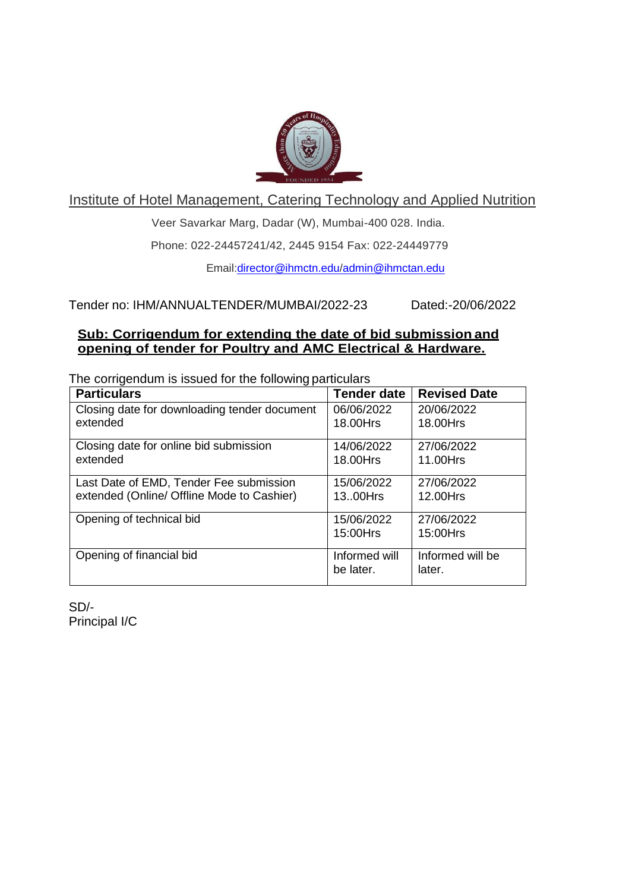# Institute of Hotel Management, Catering Technology and Applied Nutrition

Veer Savarkar Marg, Dadar (W), Mumbai-400 028. India.

Phone: 022-24457241/42, 2445 9154 Fax: 022-24449779

Email:director@ihmctn.edu/admin@ihmctan.edu

Tender no: IHM/ANNUALTENDER/MUMBAI/2022-23 Dated:-20/06/2022

**Sub: Corrigendum for extending the date of bid submission and opening of tender for Poultry and AMC Electrical & Hardware.**

The corrigendum is issued for the following particulars

| Particulars | Tender date | Revised Date |
| --- | --- | --- |
| Closing date for downloading tender document extended | 06/06/2022 18.00Hrs | 20/06/2022 18.00Hrs |
| Closing date for online bid submission extended | 14/06/2022 18.00Hrs | 27/06/2022 11.00Hrs |
| Last Date of EMD, Tender Fee submission extended (Online/ Offline Mode to Cashier) | 15/06/2022 13..00Hrs | 27/06/2022 12.00Hrs |
| Opening of technical bid | 15/06/2022 15:00Hrs | 27/06/2022 15:00Hrs |
| Opening of financial bid | Informed will be later. | Informed will be later. |

SD/-
Principal I/C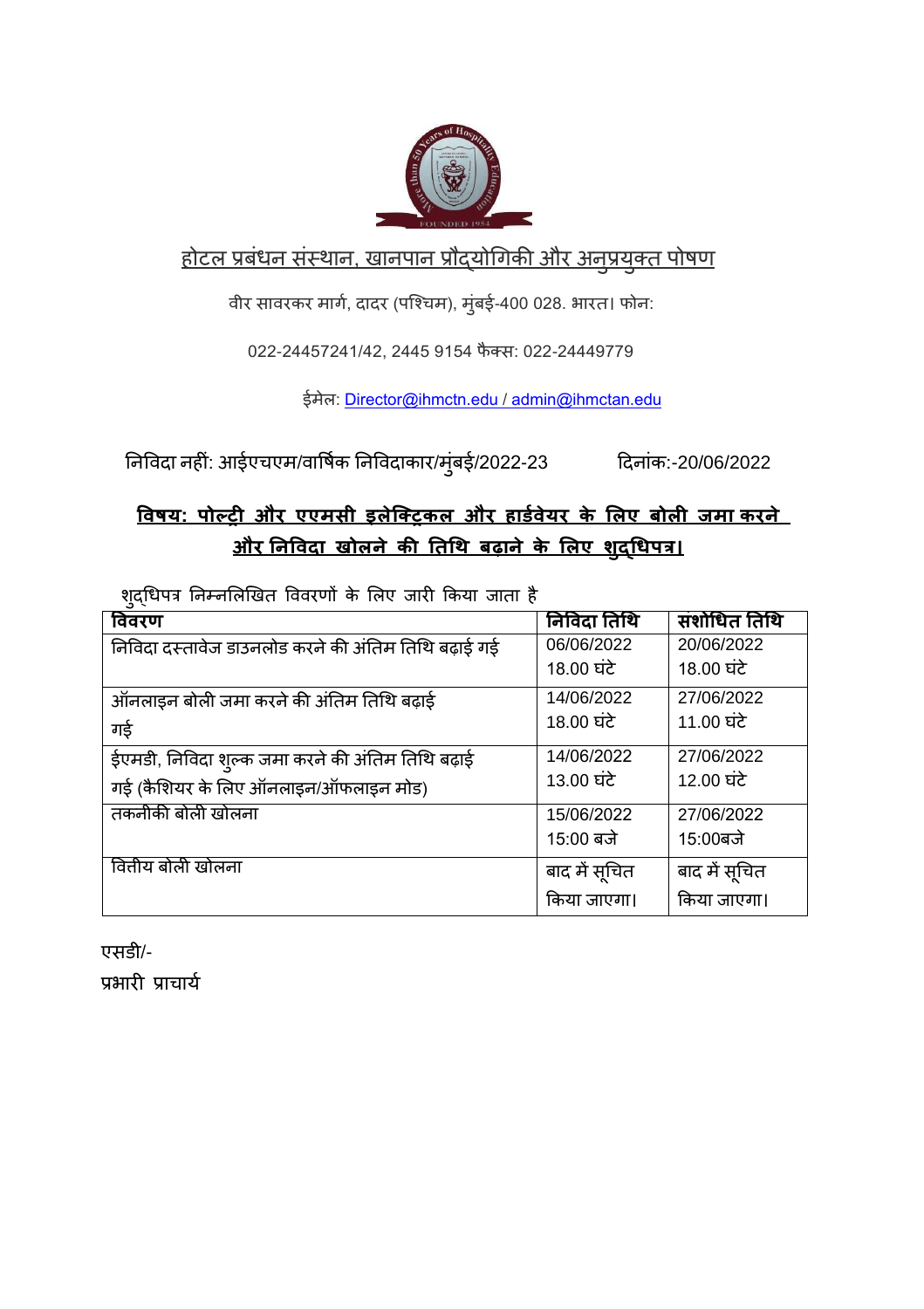होटल प्रबंधन संस्थान, खानपान प्रौद्योगिकी और अनुप्रयुक्त पोषण

वीर सावरकर मार्ग, दादर (पश्चिम), मुंबई-400 028. भारत। फोन:

022-24457241/42, 2445 9154 फैक्स: 022-24449779

ईमेल: Director@ihmctn.edu / admin@ihmctan.edu

निविदा नहीं: आईएचएम/वार्षिक निविदाकार/मुंबई/2022-23 दिनांक:-20/06/2022

**विषय: पोल्ट्री और एएमसी इलेक्ट्रिकल और हार्डवेयर के लिए बोली जमा करने और निविदा खोलने की तिथि बढ़ाने के लिए शुद्धिपत्र।**

शुद्धिपत्र निम्नलिखित विवरणों के लिए जारी किया जाता है

| विवरण | निविदा तिथि | संशोधित तिथि |
|---|---|---|
| निविदा दस्तावेज डाउनलोड करने की अंतिम तिथि बढ़ाई गई | 06/06/2022 18.00 घंटे | 20/06/2022 18.00 घंटे |
| ऑनलाइन बोली जमा करने की अंतिम तिथि बढ़ाई गई | 14/06/2022 18.00 घंटे | 27/06/2022 11.00 घंटे |
| ईएमडी, निविदा शुल्क जमा करने की अंतिम तिथि बढ़ाई गई (कैशियर के लिए ऑनलाइन/ऑफलाइन मोड) | 14/06/2022 13.00 घंटे | 27/06/2022 12.00 घंटे |
| तकनीकी बोली खोलना | 15/06/2022 15:00 बजे | 27/06/2022 15:00बजे |
| वित्तीय बोली खोलना | बाद में सूचित किया जाएगा। | बाद में सूचित किया जाएगा। |

एसडी/-

प्रभारी प्राचार्य